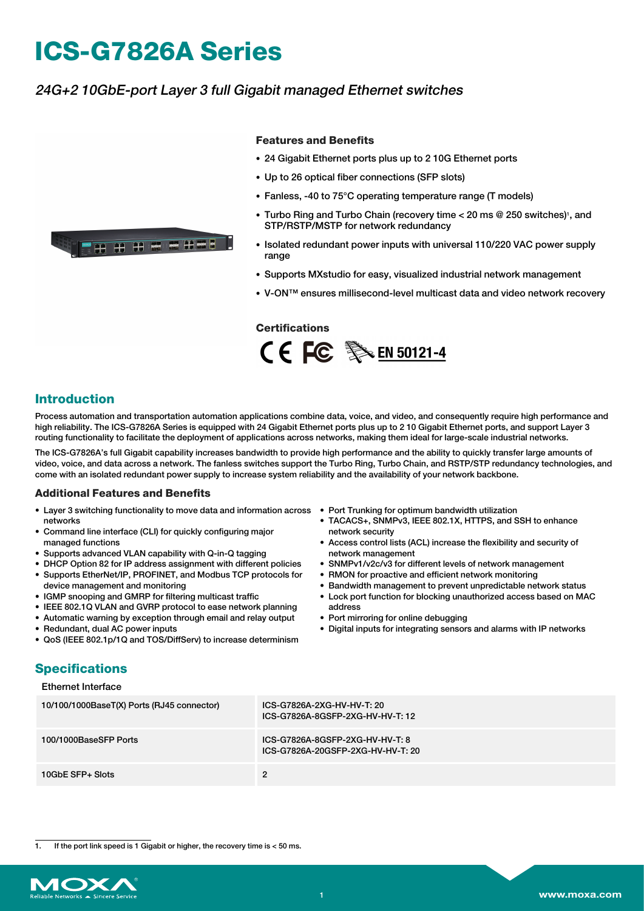# ICS-G7826A Series

*24G+2 10GbE-port Layer 3 full Gigabit managed Ethernet switches*

### Features and Benefits

- 24 Gigabit Ethernet ports plus up to 2 10G Ethernet ports
- Up to 26 optical fiber connections (SFP slots)
- Fanless, -40 to 75°C operating temperature range (T models)
- Turbo Ring and Turbo Chain (recovery time < 20 ms @ 250 switches)[1], and STP/RSTP/MSTP for network redundancy
- Isolated redundant power inputs with universal 110/220 VAC power supply range
- Supports MXstudio for easy, visualized industrial network management
- V-ON™ ensures millisecond-level multicast data and video network recovery

### Certifications

CE FC EN 50121-4

## Introduction

Process automation and transportation automation applications combine data, voice, and video, and consequently require high performance and high reliability. The ICS-G7826A Series is equipped with 24 Gigabit Ethernet ports plus up to 2 10 Gigabit Ethernet ports, and support Layer 3 routing functionality to facilitate the deployment of applications across networks, making them ideal for large-scale industrial networks.

The ICS-G7826A's full Gigabit capability increases bandwidth to provide high performance and the ability to quickly transfer large amounts of video, voice, and data across a network. The fanless switches support the Turbo Ring, Turbo Chain, and RSTP/STP redundancy technologies, and come with an isolated redundant power supply to increase system reliability and the availability of your network backbone.

### Additional Features and Benefits

- Layer 3 switching functionality to move data and information across networks
- Command line interface (CLI) for quickly configuring major managed functions
- Supports advanced VLAN capability with Q-in-Q tagging
- DHCP Option 82 for IP address assignment with different policies
- Supports EtherNet/IP, PROFINET, and Modbus TCP protocols for device management and monitoring
- IGMP snooping and GMRP for filtering multicast traffic
- IEEE 802.1Q VLAN and GVRP protocol to ease network planning
- Automatic warning by exception through email and relay output
- Redundant, dual AC power inputs
- QoS (IEEE 802.1p/1Q and TOS/DiffServ) to increase determinism
- Port Trunking for optimum bandwidth utilization
- TACACS+, SNMPv3, IEEE 802.1X, HTTPS, and SSH to enhance network security
- Access control lists (ACL) increase the flexibility and security of network management
- SNMPv1/v2c/v3 for different levels of network management
- RMON for proactive and efficient network monitoring
- Bandwidth management to prevent unpredictable network status
- Lock port function for blocking unauthorized access based on MAC address
- Port mirroring for online debugging
- Digital inputs for integrating sensors and alarms with IP networks

## Specifications

### Ethernet Interface

| | |
|---|---|
| 10/100/1000BaseT(X) Ports (RJ45 connector) | ICS-G7826A-2XG-HV-HV-T: 20<br>ICS-G7826A-8GSFP-2XG-HV-HV-T: 12 |
| 100/1000BaseSFP Ports | ICS-G7826A-8GSFP-2XG-HV-HV-T: 8<br>ICS-G7826A-20GSFP-2XG-HV-HV-T: 20 |
| 10GbE SFP+ Slots | 2 |

1. If the port link speed is 1 Gigabit or higher, the recovery time is < 50 ms.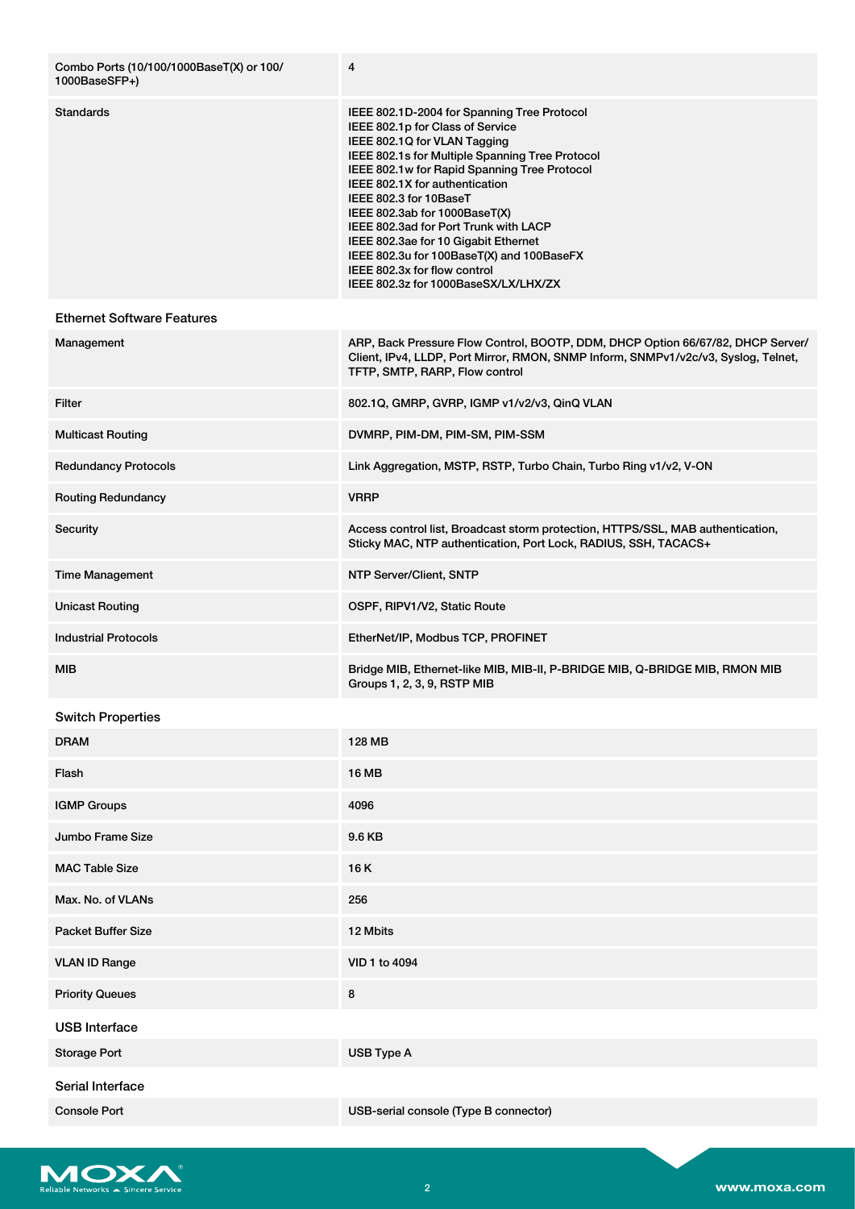| | |
|---|---|
| Combo Ports (10/100/1000BaseT(X) or 100/1000BaseSFP+) | 4 |
| Standards | IEEE 802.1D-2004 for Spanning Tree Protocol<br>IEEE 802.1p for Class of Service<br>IEEE 802.1Q for VLAN Tagging<br>IEEE 802.1s for Multiple Spanning Tree Protocol<br>IEEE 802.1w for Rapid Spanning Tree Protocol<br>IEEE 802.1X for authentication<br>IEEE 802.3 for 10BaseT<br>IEEE 802.3ab for 1000BaseT(X)<br>IEEE 802.3ad for Port Trunk with LACP<br>IEEE 802.3ae for 10 Gigabit Ethernet<br>IEEE 802.3u for 100BaseT(X) and 100BaseFX<br>IEEE 802.3x for flow control<br>IEEE 802.3z for 1000BaseSX/LX/LHX/ZX |

## Ethernet Software Features

| | |
|---|---|
| Management | ARP, Back Pressure Flow Control, BOOTP, DDM, DHCP Option 66/67/82, DHCP Server/Client, IPv4, LLDP, Port Mirror, RMON, SNMP Inform, SNMPv1/v2c/v3, Syslog, Telnet, TFTP, SMTP, RARP, Flow control |
| Filter | 802.1Q, GMRP, GVRP, IGMP v1/v2/v3, QinQ VLAN |
| Multicast Routing | DVMRP, PIM-DM, PIM-SM, PIM-SSM |
| Redundancy Protocols | Link Aggregation, MSTP, RSTP, Turbo Chain, Turbo Ring v1/v2, V-ON |
| Routing Redundancy | VRRP |
| Security | Access control list, Broadcast storm protection, HTTPS/SSL, MAB authentication, Sticky MAC, NTP authentication, Port Lock, RADIUS, SSH, TACACS+ |
| Time Management | NTP Server/Client, SNTP |
| Unicast Routing | OSPF, RIPV1/V2, Static Route |
| Industrial Protocols | EtherNet/IP, Modbus TCP, PROFINET |
| MIB | Bridge MIB, Ethernet-like MIB, MIB-II, P-BRIDGE MIB, Q-BRIDGE MIB, RMON MIB Groups 1, 2, 3, 9, RSTP MIB |

## Switch Properties

| | |
|---|---|
| DRAM | 128 MB |
| Flash | 16 MB |
| IGMP Groups | 4096 |
| Jumbo Frame Size | 9.6 KB |
| MAC Table Size | 16 K |
| Max. No. of VLANs | 256 |
| Packet Buffer Size | 12 Mbits |
| VLAN ID Range | VID 1 to 4094 |
| Priority Queues | 8 |

## USB Interface

| | |
|---|---|
| Storage Port | USB Type A |

## Serial Interface

| | |
|---|---|
| Console Port | USB-serial console (Type B connector) |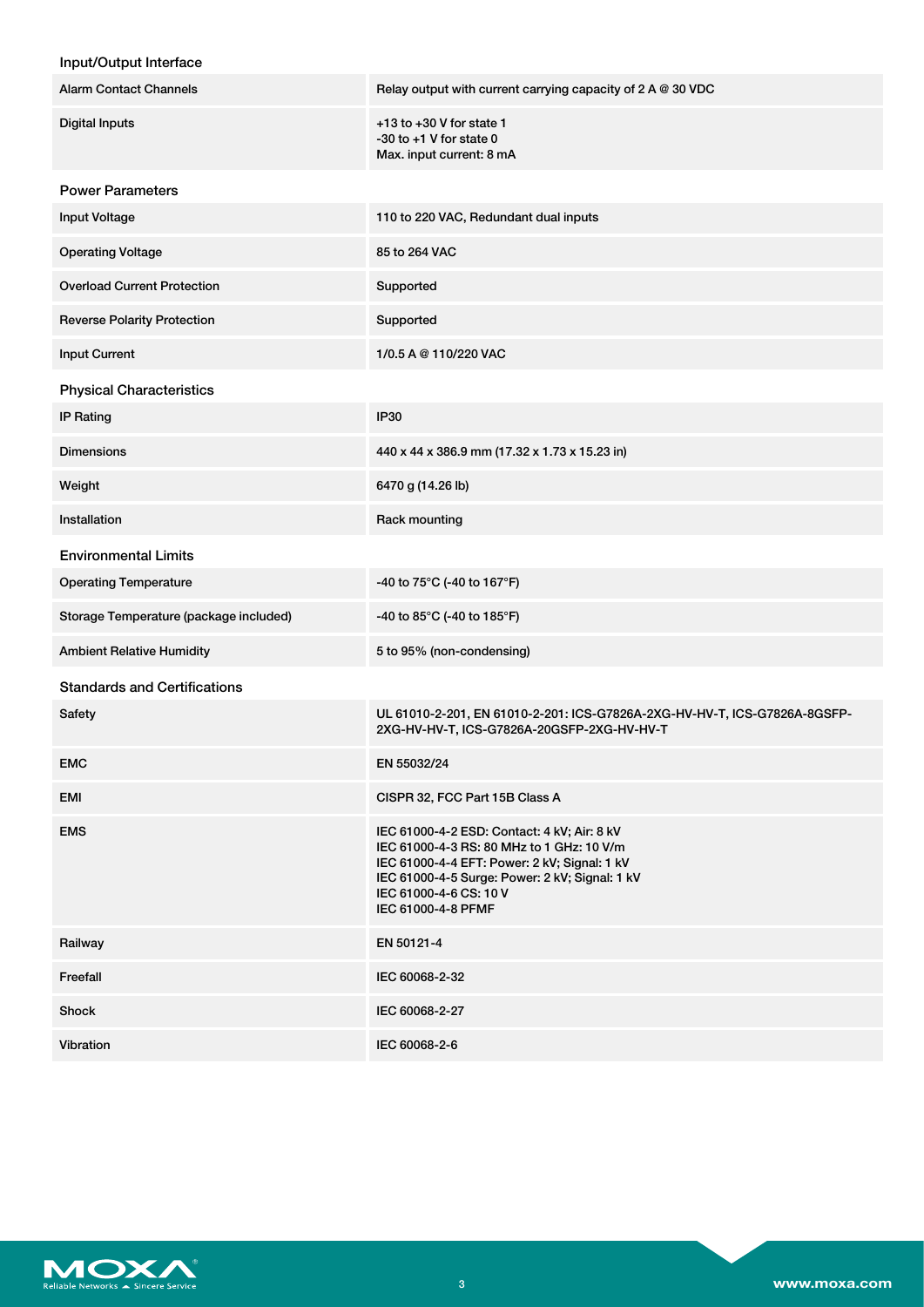### Input/Output Interface

| | |
|---|---|
| Alarm Contact Channels | Relay output with current carrying capacity of 2 A @ 30 VDC |
| Digital Inputs | +13 to +30 V for state 1<br>-30 to +1 V for state 0<br>Max. input current: 8 mA |

### Power Parameters

| | |
|---|---|
| Input Voltage | 110 to 220 VAC, Redundant dual inputs |
| Operating Voltage | 85 to 264 VAC |
| Overload Current Protection | Supported |
| Reverse Polarity Protection | Supported |
| Input Current | 1/0.5 A @ 110/220 VAC |

### Physical Characteristics

| | |
|---|---|
| IP Rating | IP30 |
| Dimensions | 440 x 44 x 386.9 mm (17.32 x 1.73 x 15.23 in) |
| Weight | 6470 g (14.26 lb) |
| Installation | Rack mounting |

### Environmental Limits

| | |
|---|---|
| Operating Temperature | -40 to 75°C (-40 to 167°F) |
| Storage Temperature (package included) | -40 to 85°C (-40 to 185°F) |
| Ambient Relative Humidity | 5 to 95% (non-condensing) |

### Standards and Certifications

| | |
|---|---|
| Safety | UL 61010-2-201, EN 61010-2-201: ICS-G7826A-2XG-HV-HV-T, ICS-G7826A-8GSFP-2XG-HV-HV-T, ICS-G7826A-20GSFP-2XG-HV-HV-T |
| EMC | EN 55032/24 |
| EMI | CISPR 32, FCC Part 15B Class A |
| EMS | IEC 61000-4-2 ESD: Contact: 4 kV; Air: 8 kV<br>IEC 61000-4-3 RS: 80 MHz to 1 GHz: 10 V/m<br>IEC 61000-4-4 EFT: Power: 2 kV; Signal: 1 kV<br>IEC 61000-4-5 Surge: Power: 2 kV; Signal: 1 kV<br>IEC 61000-4-6 CS: 10 V<br>IEC 61000-4-8 PFMF |
| Railway | EN 50121-4 |
| Freefall | IEC 60068-2-32 |
| Shock | IEC 60068-2-27 |
| Vibration | IEC 60068-2-6 |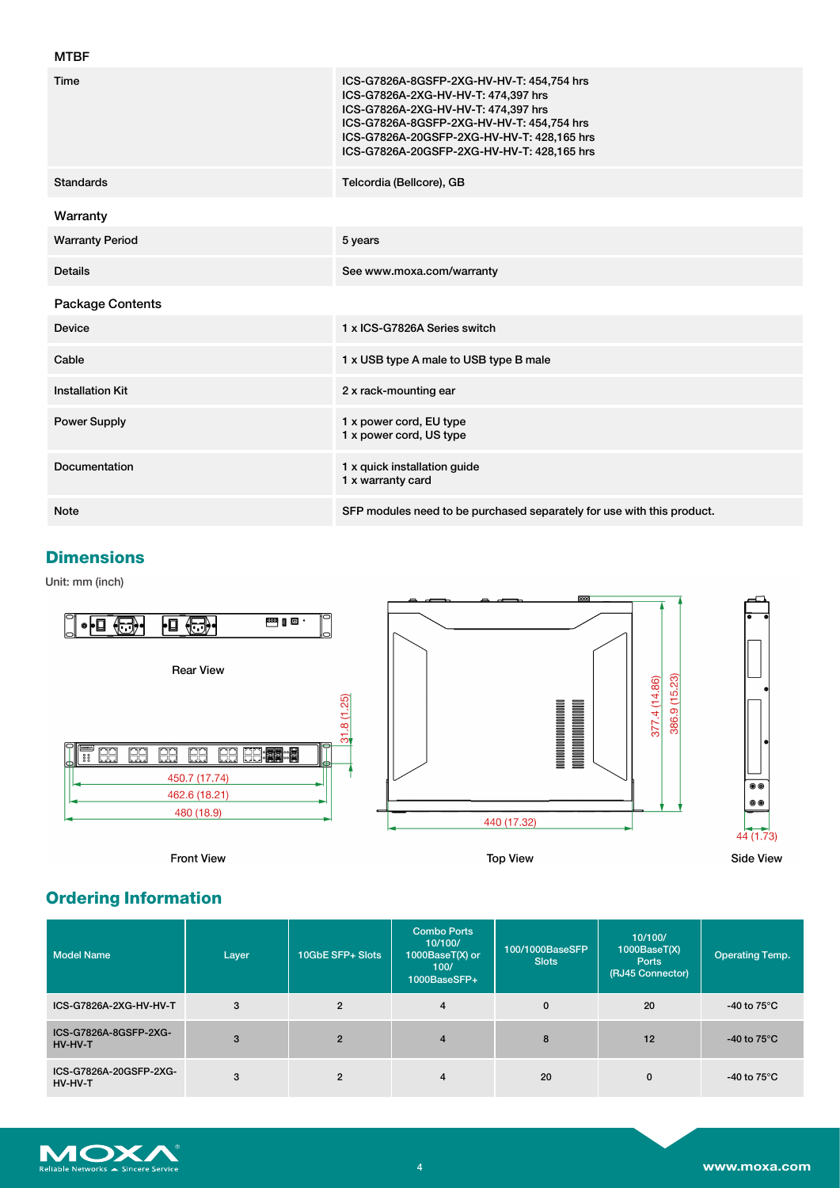### MTBF

| | |
|---|---|
| Time | ICS-G7826A-8GSFP-2XG-HV-HV-T: 454,754 hrs<br>ICS-G7826A-2XG-HV-HV-T: 474,397 hrs<br>ICS-G7826A-2XG-HV-HV-T: 474,397 hrs<br>ICS-G7826A-8GSFP-2XG-HV-HV-T: 454,754 hrs<br>ICS-G7826A-20GSFP-2XG-HV-HV-T: 428,165 hrs<br>ICS-G7826A-20GSFP-2XG-HV-HV-T: 428,165 hrs |
| Standards | Telcordia (Bellcore), GB |

### Warranty

| | |
|---|---|
| Warranty Period | 5 years |
| Details | See www.moxa.com/warranty |

### Package Contents

| | |
|---|---|
| Device | 1 x ICS-G7826A Series switch |
| Cable | 1 x USB type A male to USB type B male |
| Installation Kit | 2 x rack-mounting ear |
| Power Supply | 1 x power cord, EU type<br>1 x power cord, US type |
| Documentation | 1 x quick installation guide<br>1 x warranty card |
| Note | SFP modules need to be purchased separately for use with this product. |

## Dimensions

Unit: mm (inch)

Rear View

31.8 (1.25)

450.7 (17.74)

462.6 (18.21)

480 (18.9)

Front View

377.4 (14.86)

386.9 (15.23)

440 (17.32)

Top View

44 (1.73)

Side View

## Ordering Information

| Model Name | Layer | 10GbE SFP+ Slots | Combo Ports 10/100/ 1000BaseT(X) or 100/ 1000BaseSFP+ | 100/1000BaseSFP Slots | 10/100/ 1000BaseT(X) Ports (RJ45 Connector) | Operating Temp. |
|---|---|---|---|---|---|---|
| ICS-G7826A-2XG-HV-HV-T | 3 | 2 | 4 | 0 | 20 | -40 to 75°C |
| ICS-G7826A-8GSFP-2XG-HV-HV-T | 3 | 2 | 4 | 8 | 12 | -40 to 75°C |
| ICS-G7826A-20GSFP-2XG-HV-HV-T | 3 | 2 | 4 | 20 | 0 | -40 to 75°C |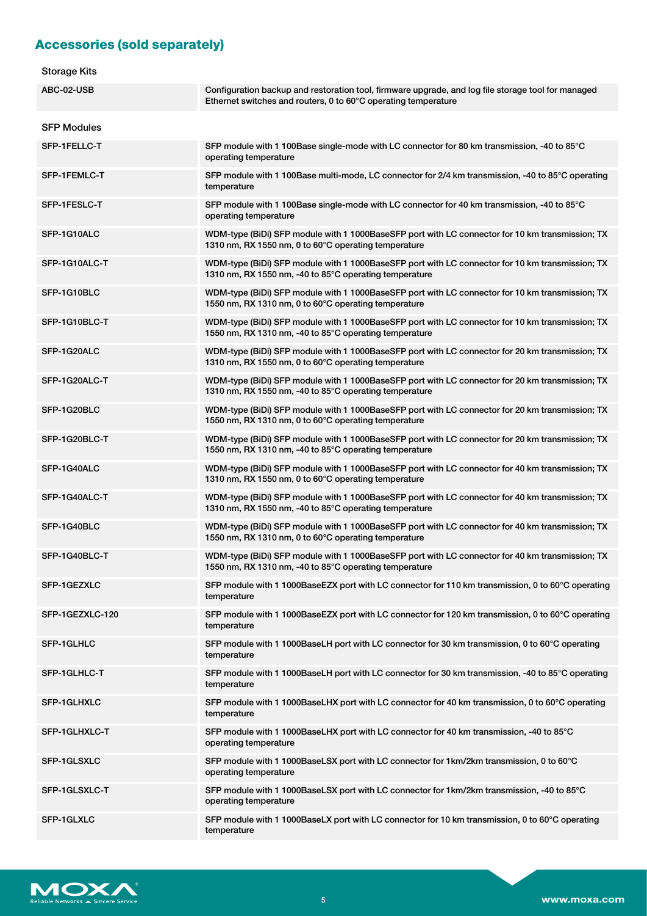## Accessories (sold separately)

### Storage Kits

| | |
|---|---|
| ABC-02-USB | Configuration backup and restoration tool, firmware upgrade, and log file storage tool for managed Ethernet switches and routers, 0 to 60°C operating temperature |

### SFP Modules

| | |
|---|---|
| SFP-1FELLC-T | SFP module with 1 100Base single-mode with LC connector for 80 km transmission, -40 to 85°C operating temperature |
| SFP-1FEMLC-T | SFP module with 1 100Base multi-mode, LC connector for 2/4 km transmission, -40 to 85°C operating temperature |
| SFP-1FESLC-T | SFP module with 1 100Base single-mode with LC connector for 40 km transmission, -40 to 85°C operating temperature |
| SFP-1G10ALC | WDM-type (BiDi) SFP module with 1 1000BaseSFP port with LC connector for 10 km transmission; TX 1310 nm, RX 1550 nm, 0 to 60°C operating temperature |
| SFP-1G10ALC-T | WDM-type (BiDi) SFP module with 1 1000BaseSFP port with LC connector for 10 km transmission; TX 1310 nm, RX 1550 nm, -40 to 85°C operating temperature |
| SFP-1G10BLC | WDM-type (BiDi) SFP module with 1 1000BaseSFP port with LC connector for 10 km transmission; TX 1550 nm, RX 1310 nm, 0 to 60°C operating temperature |
| SFP-1G10BLC-T | WDM-type (BiDi) SFP module with 1 1000BaseSFP port with LC connector for 10 km transmission; TX 1550 nm, RX 1310 nm, -40 to 85°C operating temperature |
| SFP-1G20ALC | WDM-type (BiDi) SFP module with 1 1000BaseSFP port with LC connector for 20 km transmission; TX 1310 nm, RX 1550 nm, 0 to 60°C operating temperature |
| SFP-1G20ALC-T | WDM-type (BiDi) SFP module with 1 1000BaseSFP port with LC connector for 20 km transmission; TX 1310 nm, RX 1550 nm, -40 to 85°C operating temperature |
| SFP-1G20BLC | WDM-type (BiDi) SFP module with 1 1000BaseSFP port with LC connector for 20 km transmission; TX 1550 nm, RX 1310 nm, 0 to 60°C operating temperature |
| SFP-1G20BLC-T | WDM-type (BiDi) SFP module with 1 1000BaseSFP port with LC connector for 20 km transmission; TX 1550 nm, RX 1310 nm, -40 to 85°C operating temperature |
| SFP-1G40ALC | WDM-type (BiDi) SFP module with 1 1000BaseSFP port with LC connector for 40 km transmission; TX 1310 nm, RX 1550 nm, 0 to 60°C operating temperature |
| SFP-1G40ALC-T | WDM-type (BiDi) SFP module with 1 1000BaseSFP port with LC connector for 40 km transmission; TX 1310 nm, RX 1550 nm, -40 to 85°C operating temperature |
| SFP-1G40BLC | WDM-type (BiDi) SFP module with 1 1000BaseSFP port with LC connector for 40 km transmission; TX 1550 nm, RX 1310 nm, 0 to 60°C operating temperature |
| SFP-1G40BLC-T | WDM-type (BiDi) SFP module with 1 1000BaseSFP port with LC connector for 40 km transmission; TX 1550 nm, RX 1310 nm, -40 to 85°C operating temperature |
| SFP-1GEZXLC | SFP module with 1 1000BaseEZX port with LC connector for 110 km transmission, 0 to 60°C operating temperature |
| SFP-1GEZXLC-120 | SFP module with 1 1000BaseEZX port with LC connector for 120 km transmission, 0 to 60°C operating temperature |
| SFP-1GLHLC | SFP module with 1 1000BaseLH port with LC connector for 30 km transmission, 0 to 60°C operating temperature |
| SFP-1GLHLC-T | SFP module with 1 1000BaseLH port with LC connector for 30 km transmission, -40 to 85°C operating temperature |
| SFP-1GLHXLC | SFP module with 1 1000BaseLHX port with LC connector for 40 km transmission, 0 to 60°C operating temperature |
| SFP-1GLHXLC-T | SFP module with 1 1000BaseLHX port with LC connector for 40 km transmission, -40 to 85°C operating temperature |
| SFP-1GLSXLC | SFP module with 1 1000BaseLSX port with LC connector for 1km/2km transmission, 0 to 60°C operating temperature |
| SFP-1GLSXLC-T | SFP module with 1 1000BaseLSX port with LC connector for 1km/2km transmission, -40 to 85°C operating temperature |
| SFP-1GLXLC | SFP module with 1 1000BaseLX port with LC connector for 10 km transmission, 0 to 60°C operating temperature |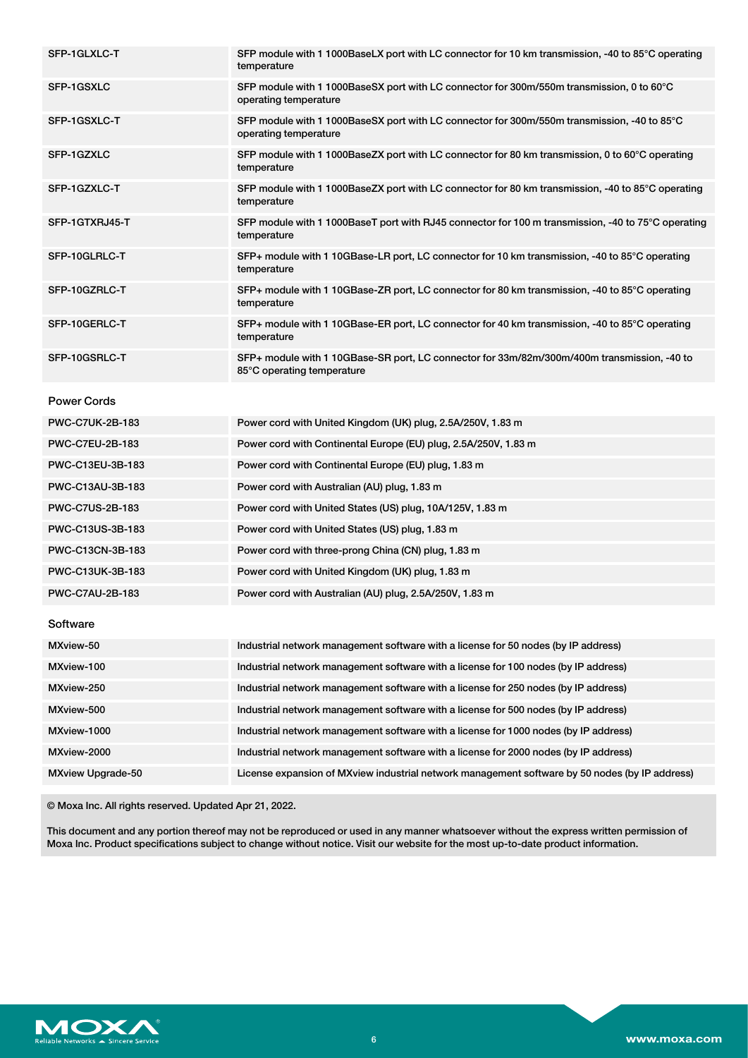| | |
|---|---|
| SFP-1GLXLC-T | SFP module with 1 1000BaseLX port with LC connector for 10 km transmission, -40 to 85°C operating temperature |
| SFP-1GSXLC | SFP module with 1 1000BaseSX port with LC connector for 300m/550m transmission, 0 to 60°C operating temperature |
| SFP-1GSXLC-T | SFP module with 1 1000BaseSX port with LC connector for 300m/550m transmission, -40 to 85°C operating temperature |
| SFP-1GZXLC | SFP module with 1 1000BaseZX port with LC connector for 80 km transmission, 0 to 60°C operating temperature |
| SFP-1GZXLC-T | SFP module with 1 1000BaseZX port with LC connector for 80 km transmission, -40 to 85°C operating temperature |
| SFP-1GTXRJ45-T | SFP module with 1 1000BaseT port with RJ45 connector for 100 m transmission, -40 to 75°C operating temperature |
| SFP-10GLRLC-T | SFP+ module with 1 10GBase-LR port, LC connector for 10 km transmission, -40 to 85°C operating temperature |
| SFP-10GZRLC-T | SFP+ module with 1 10GBase-ZR port, LC connector for 80 km transmission, -40 to 85°C operating temperature |
| SFP-10GERLC-T | SFP+ module with 1 10GBase-ER port, LC connector for 40 km transmission, -40 to 85°C operating temperature |
| SFP-10GSRLC-T | SFP+ module with 1 10GBase-SR port, LC connector for 33m/82m/300m/400m transmission, -40 to 85°C operating temperature |

Power Cords

| | |
|---|---|
| PWC-C7UK-2B-183 | Power cord with United Kingdom (UK) plug, 2.5A/250V, 1.83 m |
| PWC-C7EU-2B-183 | Power cord with Continental Europe (EU) plug, 2.5A/250V, 1.83 m |
| PWC-C13EU-3B-183 | Power cord with Continental Europe (EU) plug, 1.83 m |
| PWC-C13AU-3B-183 | Power cord with Australian (AU) plug, 1.83 m |
| PWC-C7US-2B-183 | Power cord with United States (US) plug, 10A/125V, 1.83 m |
| PWC-C13US-3B-183 | Power cord with United States (US) plug, 1.83 m |
| PWC-C13CN-3B-183 | Power cord with three-prong China (CN) plug, 1.83 m |
| PWC-C13UK-3B-183 | Power cord with United Kingdom (UK) plug, 1.83 m |
| PWC-C7AU-2B-183 | Power cord with Australian (AU) plug, 2.5A/250V, 1.83 m |

Software

| | |
|---|---|
| MXview-50 | Industrial network management software with a license for 50 nodes (by IP address) |
| MXview-100 | Industrial network management software with a license for 100 nodes (by IP address) |
| MXview-250 | Industrial network management software with a license for 250 nodes (by IP address) |
| MXview-500 | Industrial network management software with a license for 500 nodes (by IP address) |
| MXview-1000 | Industrial network management software with a license for 1000 nodes (by IP address) |
| MXview-2000 | Industrial network management software with a license for 2000 nodes (by IP address) |
| MXview Upgrade-50 | License expansion of MXview industrial network management software by 50 nodes (by IP address) |

© Moxa Inc. All rights reserved. Updated Apr 21, 2022.

This document and any portion thereof may not be reproduced or used in any manner whatsoever without the express written permission of Moxa Inc. Product specifications subject to change without notice. Visit our website for the most up-to-date product information.